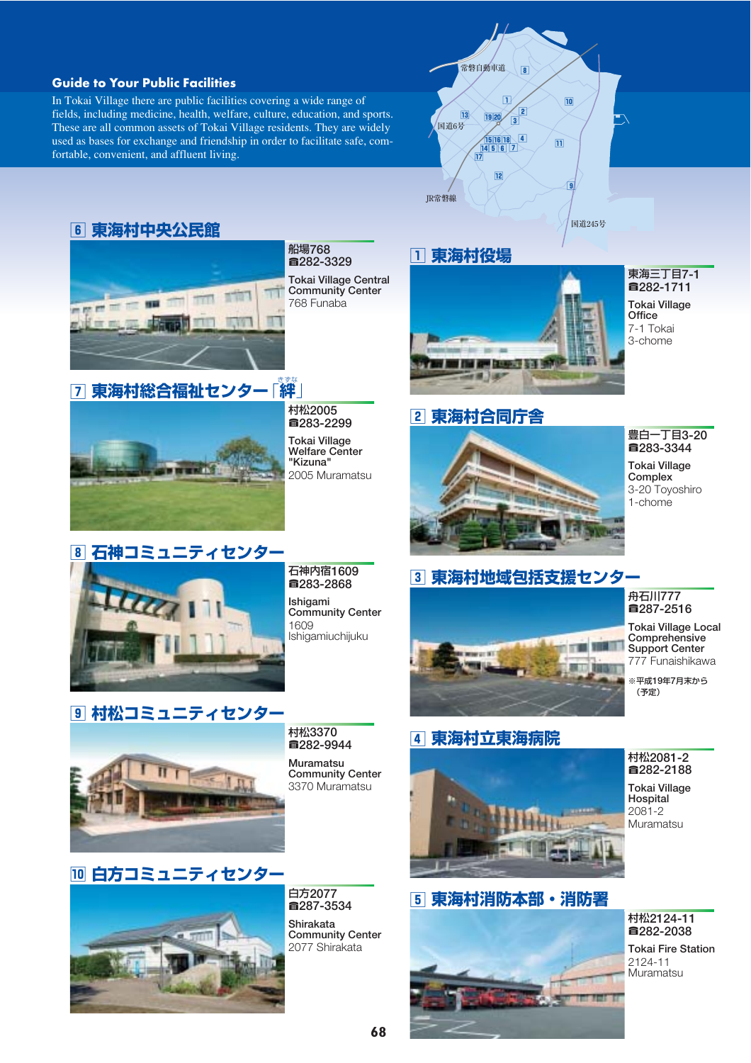## Guide to Your Public Facilities

In Tokai Village there are public facilities covering a wide range of fields, including medicine, health, welfare, culture, education, and sports. These are all common assets of Tokai Village residents. They are widely used as bases for exchange and friendship in order to facilitate safe, comfortable, convenient, and affluent living.

常磐自動車道
国道6号
JR常磐線
国道245号

### 1 東海村役場

東海三丁目7-1
☎282-1711

**Tokai Village Office**
7-1 Tokai 3-chome

### 2 東海村合同庁舎

豊白一丁目3-20
☎283-3344

**Tokai Village Complex**
3-20 Toyoshiro 1-chome

### 3 東海村地域包括支援センター

舟石川777
☎287-2516

**Tokai Village Local Comprehensive Support Center**
777 Funaishikawa

※平成19年7月末から（予定）

### 4 東海村立東海病院

村松2081-2
☎282-2188

**Tokai Village Hospital**
2081-2 Muramatsu

### 5 東海村消防本部・消防署

村松2124-11
☎282-2038

**Tokai Fire Station**
2124-11 Muramatsu

### 6 東海村中央公民館

船場768
☎282-3329

**Tokai Village Central Community Center**
768 Funaba

### 7 東海村総合福祉センター「絆（きずな）」

村松2005
☎283-2299

**Tokai Village Welfare Center "Kizuna"**
2005 Muramatsu

### 8 石神コミュニティセンター

石神内宿1609
☎283-2868

**Ishigami Community Center**
1609 Ishigamiuchijuku

### 9 村松コミュニティセンター

村松3370
☎282-9944

**Muramatsu Community Center**
3370 Muramatsu

### 10 白方コミュニティセンター

白方2077
☎287-3534

**Shirakata Community Center**
2077 Shirakata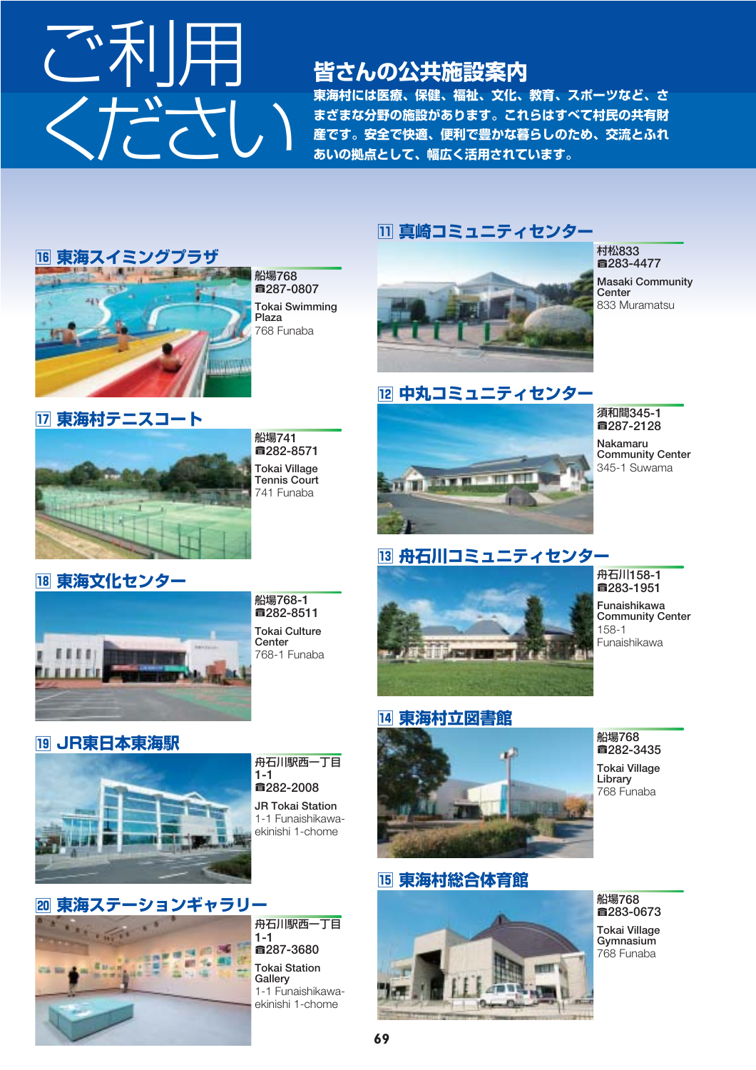# ご利用ください

## 皆さんの公共施設案内

東海村には医療、保健、福祉、文化、教育、スポーツなど、さまざまな分野の施設があります。これらはすべて村民の共有財産です。安全で快適、便利で豊かな暮らしのため、交流とふれあいの拠点として、幅広く活用されています。

### 11 真崎コミュニティセンター

村松833
☎283-4477

Masaki Community Center
833 Muramatsu

### 12 中丸コミュニティセンター

須和間345-1
☎287-2128

Nakamaru Community Center
345-1 Suwama

### 13 舟石川コミュニティセンター

舟石川158-1
☎283-1951

Funaishikawa Community Center
158-1 Funaishikawa

### 14 東海村立図書館

船場768
☎282-3435

Tokai Village Library
768 Funaba

### 15 東海村総合体育館

船場768
☎283-0673

Tokai Village Gymnasium
768 Funaba

### 16 東海スイミングプラザ

船場768
☎287-0807

Tokai Swimming Plaza
768 Funaba

### 17 東海村テニスコート

船場741
☎282-8571

Tokai Village Tennis Court
741 Funaba

### 18 東海文化センター

船場768-1
☎282-8511

Tokai Culture Center
768-1 Funaba

### 19 JR東日本東海駅

舟石川駅西一丁目1-1
☎282-2008

JR Tokai Station
1-1 Funaishikawa-ekinishi 1-chome

### 20 東海ステーションギャラリー

舟石川駅西一丁目1-1
☎287-3680

Tokai Station Gallery
1-1 Funaishikawa-ekinishi 1-chome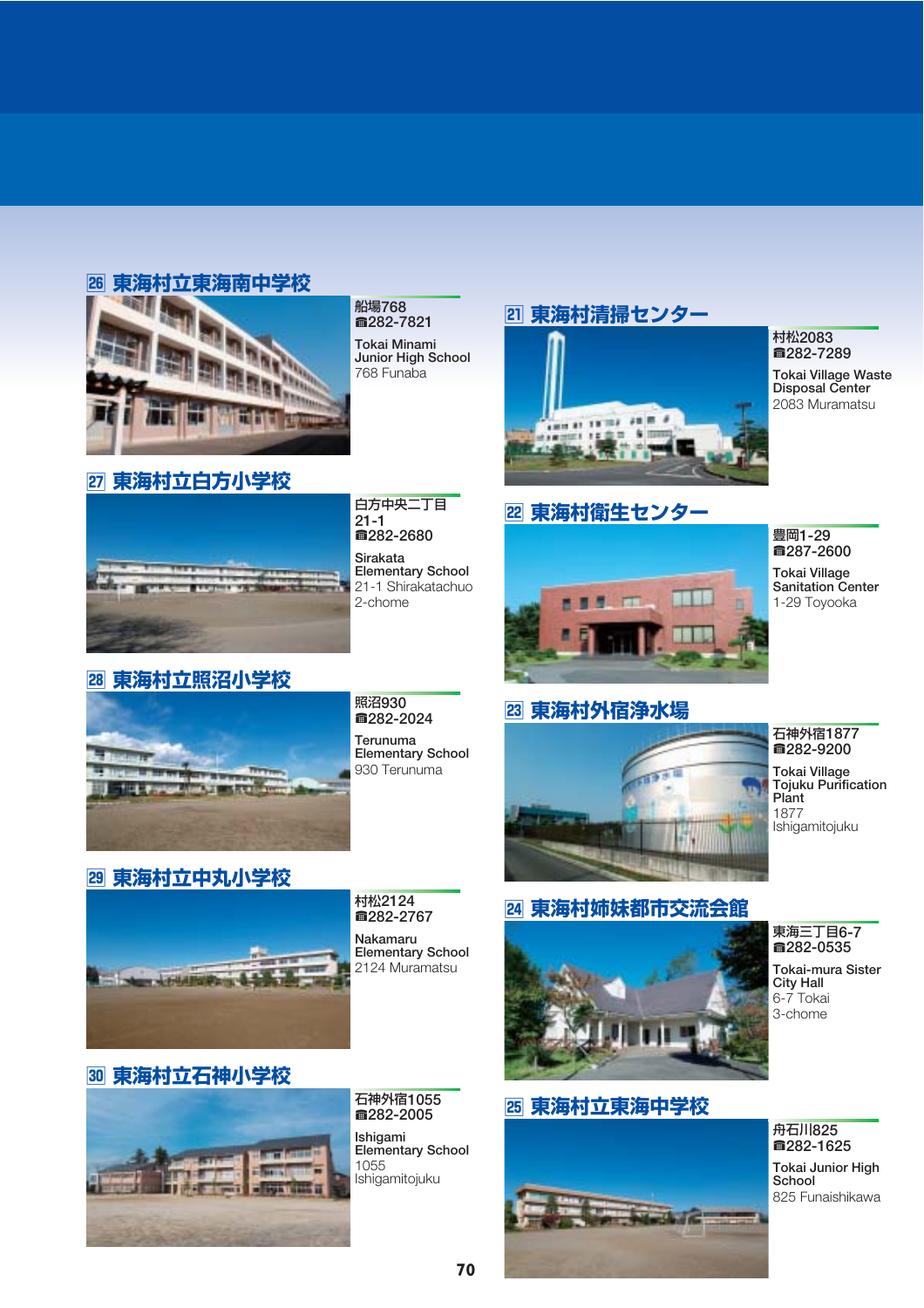## 26 東海村立東海南中学校

船場768
☎282-7821

**Tokai Minami Junior High School**
768 Funaba

## 27 東海村立白方小学校

白方中央二丁目21-1
☎282-2680

**Sirakata Elementary School**
21-1 Shirakatachuo 2-chome

## 28 東海村立照沼小学校

照沼930
☎282-2024

**Terunuma Elementary School**
930 Terunuma

## 29 東海村立中丸小学校

村松2124
☎282-2767

**Nakamaru Elementary School**
2124 Muramatsu

## 30 東海村立石神小学校

石神外宿1055
☎282-2005

**Ishigami Elementary School**
1055 Ishigamitojuku

## 21 東海村清掃センター

村松2083
☎282-7289

**Tokai Village Waste Disposal Center**
2083 Muramatsu

## 22 東海村衛生センター

豊岡1-29
☎287-2600

**Tokai Village Sanitation Center**
1-29 Toyooka

## 23 東海村外宿浄水場

石神外宿1877
☎282-9200

**Tokai Village Tojuku Purification Plant**
1877 Ishigamitojuku

## 24 東海村姉妹都市交流会館

東海三丁目6-7
☎282-0535

**Tokai-mura Sister City Hall**
6-7 Tokai 3-chome

## 25 東海村立東海中学校

舟石川825
☎282-1625

**Tokai Junior High School**
825 Funaishikawa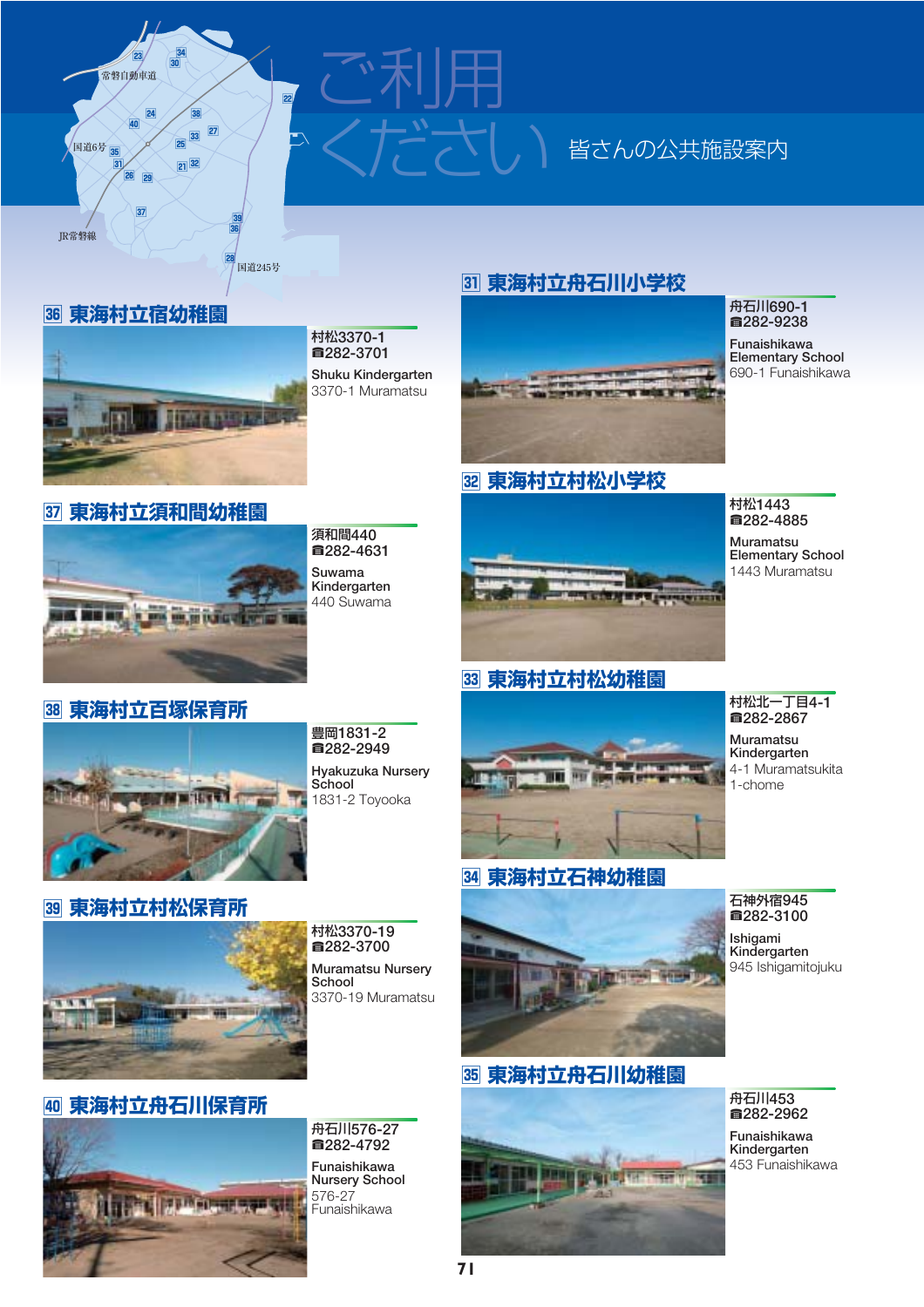# ご利用ください 皆さんの公共施設案内

常磐自動車道

国道6号

JR常磐線

国道245号

## 36 東海村立宿幼稚園

村松3370-1
☎282-3701

Shuku Kindergarten
3370-1 Muramatsu

## 37 東海村立須和間幼稚園

須和間440
☎282-4631

Suwama Kindergarten
440 Suwama

## 38 東海村立百塚保育所

豊岡1831-2
☎282-2949

Hyakuzuka Nursery School
1831-2 Toyooka

## 39 東海村立村松保育所

村松3370-19
☎282-3700

Muramatsu Nursery School
3370-19 Muramatsu

## 40 東海村立舟石川保育所

舟石川576-27
☎282-4792

Funaishikawa Nursery School
576-27 Funaishikawa

## 31 東海村立舟石川小学校

舟石川690-1
☎282-9238

Funaishikawa Elementary School
690-1 Funaishikawa

## 32 東海村立村松小学校

村松1443
☎282-4885

Muramatsu Elementary School
1443 Muramatsu

## 33 東海村立村松幼稚園

村松北一丁目4-1
☎282-2867

Muramatsu Kindergarten
4-1 Muramatsukita 1-chome

## 34 東海村立石神幼稚園

石神外宿945
☎282-3100

Ishigami Kindergarten
945 Ishigamitojuku

## 35 東海村立舟石川幼稚園

舟石川453
☎282-2962

Funaishikawa Kindergarten
453 Funaishikawa